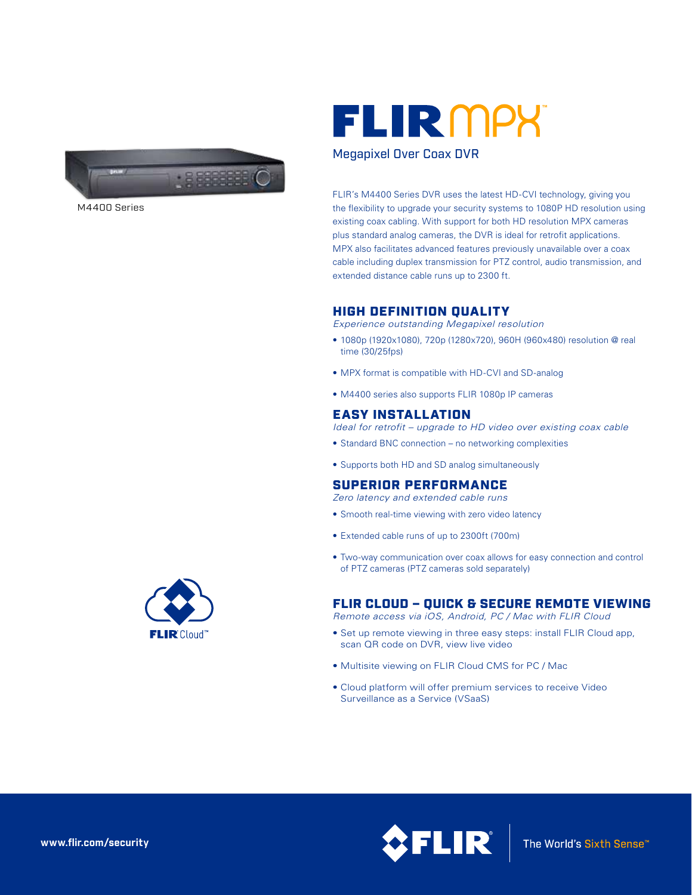M4400 Series

# FLIR MPX™

## Megapixel Over Coax DVR

FLIR's M4400 Series DVR uses the latest HD-CVI technology, giving you the flexibility to upgrade your security systems to 1080P HD resolution using existing coax cabling. With support for both HD resolution MPX cameras plus standard analog cameras, the DVR is ideal for retrofit applications. MPX also facilitates advanced features previously unavailable over a coax cable including duplex transmission for PTZ control, audio transmission, and extended distance cable runs up to 2300 ft.

### HIGH DEFINITION QUALITY

*Experience outstanding Megapixel resolution*

- 1080p (1920x1080), 720p (1280x720), 960H (960x480) resolution @ real time (30/25fps)
- MPX format is compatible with HD-CVI and SD-analog
- M4400 series also supports FLIR 1080p IP cameras

### EASY INSTALLATION

*Ideal for retrofit – upgrade to HD video over existing coax cable*

- Standard BNC connection – no networking complexities
- Supports both HD and SD analog simultaneously

### SUPERIOR PERFORMANCE

*Zero latency and extended cable runs*

- Smooth real-time viewing with zero video latency
- Extended cable runs of up to 2300ft (700m)
- Two-way communication over coax allows for easy connection and control of PTZ cameras (PTZ cameras sold separately)

FLIR Cloud™

### FLIR CLOUD – QUICK & SECURE REMOTE VIEWING

*Remote access via iOS, Android, PC / Mac with FLIR Cloud*

- Set up remote viewing in three easy steps: install FLIR Cloud app, scan QR code on DVR, view live video
- Multisite viewing on FLIR Cloud CMS for PC / Mac
- Cloud platform will offer premium services to receive Video Surveillance as a Service (VSaaS)

www.flir.com/security

FLIR® The World's Sixth Sense™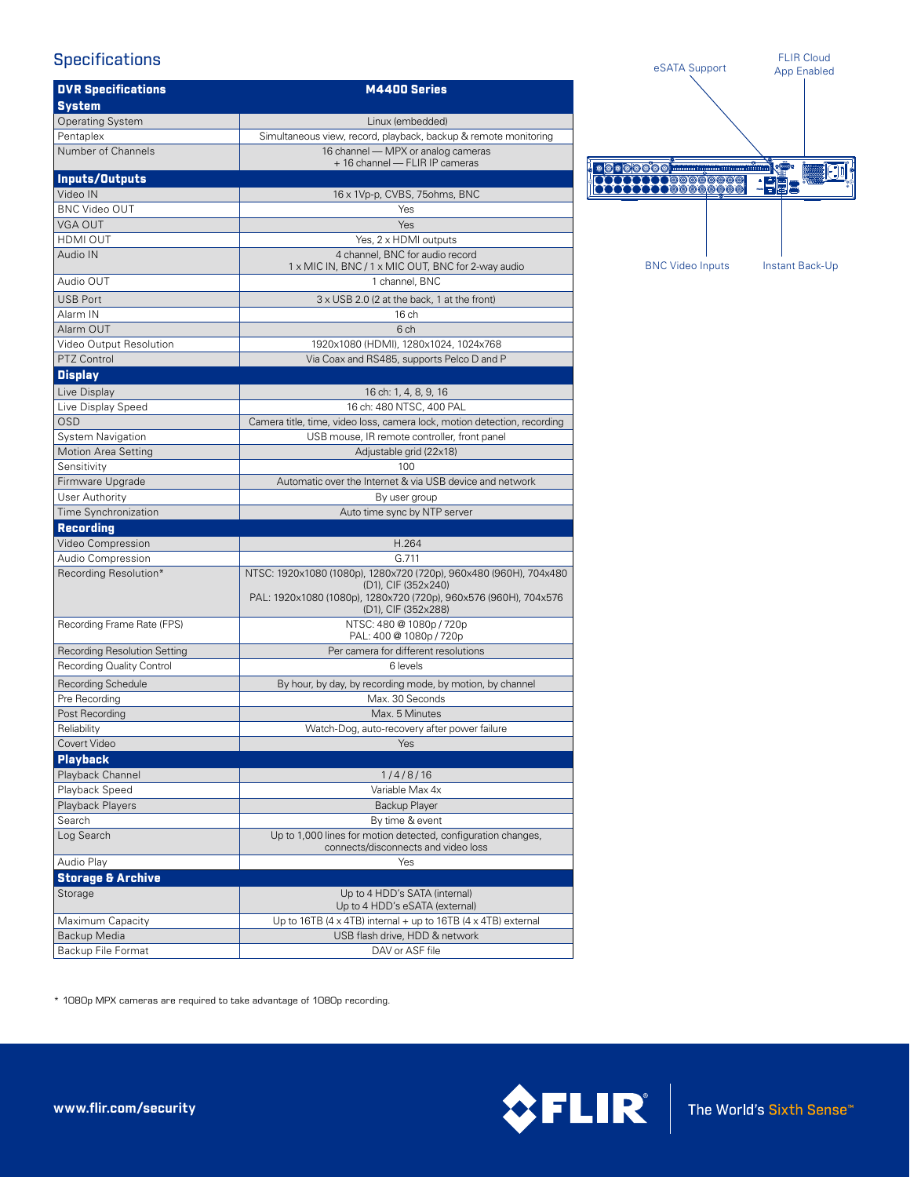## Specifications

| DVR Specifications | M4400 Series |
|---|---|
| **System** | |
| Operating System | Linux (embedded) |
| Pentaplex | Simultaneous view, record, playback, backup & remote monitoring |
| Number of Channels | 16 channel — MPX or analog cameras + 16 channel — FLIR IP cameras |
| **Inputs/Outputs** | |
| Video IN | 16 x 1Vp-p, CVBS, 75ohms, BNC |
| BNC Video OUT | Yes |
| VGA OUT | Yes |
| HDMI OUT | Yes, 2 x HDMI outputs |
| Audio IN | 4 channel, BNC for audio record 1 x MIC IN, BNC / 1 x MIC OUT, BNC for 2-way audio |
| Audio OUT | 1 channel, BNC |
| USB Port | 3 x USB 2.0 (2 at the back, 1 at the front) |
| Alarm IN | 16 ch |
| Alarm OUT | 6 ch |
| Video Output Resolution | 1920x1080 (HDMI), 1280x1024, 1024x768 |
| PTZ Control | Via Coax and RS485, supports Pelco D and P |
| **Display** | |
| Live Display | 16 ch: 1, 4, 8, 9, 16 |
| Live Display Speed | 16 ch: 480 NTSC, 400 PAL |
| OSD | Camera title, time, video loss, camera lock, motion detection, recording |
| System Navigation | USB mouse, IR remote controller, front panel |
| Motion Area Setting | Adjustable grid (22x18) |
| Sensitivity | 100 |
| Firmware Upgrade | Automatic over the Internet & via USB device and network |
| User Authority | By user group |
| Time Synchronization | Auto time sync by NTP server |
| **Recording** | |
| Video Compression | H.264 |
| Audio Compression | G.711 |
| Recording Resolution* | NTSC: 1920x1080 (1080p), 1280x720 (720p), 960x480 (960H), 704x480 (D1), CIF (352x240) PAL: 1920x1080 (1080p), 1280x720 (720p), 960x576 (960H), 704x576 (D1), CIF (352x288) |
| Recording Frame Rate (FPS) | NTSC: 480 @ 1080p / 720p PAL: 400 @ 1080p / 720p |
| Recording Resolution Setting | Per camera for different resolutions |
| Recording Quality Control | 6 levels |
| Recording Schedule | By hour, by day, by recording mode, by motion, by channel |
| Pre Recording | Max. 30 Seconds |
| Post Recording | Max. 5 Minutes |
| Reliability | Watch-Dog, auto-recovery after power failure |
| Covert Video | Yes |
| **Playback** | |
| Playback Channel | 1 / 4 / 8 / 16 |
| Playback Speed | Variable Max 4x |
| Playback Players | Backup Player |
| Search | By time & event |
| Log Search | Up to 1,000 lines for motion detected, configuration changes, connects/disconnects and video loss |
| Audio Play | Yes |
| **Storage & Archive** | |
| Storage | Up to 4 HDD's SATA (internal) Up to 4 HDD's eSATA (external) |
| Maximum Capacity | Up to 16TB (4 x 4TB) internal + up to 16TB (4 x 4TB) external |
| Backup Media | USB flash drive, HDD & network |
| Backup File Format | DAV or ASF file |

eSATA Support

FLIR Cloud App Enabled

BNC Video Inputs

Instant Back-Up

\* 1080p MPX cameras are required to take advantage of 1080p recording.

www.flir.com/security

FLIR The World's Sixth Sense™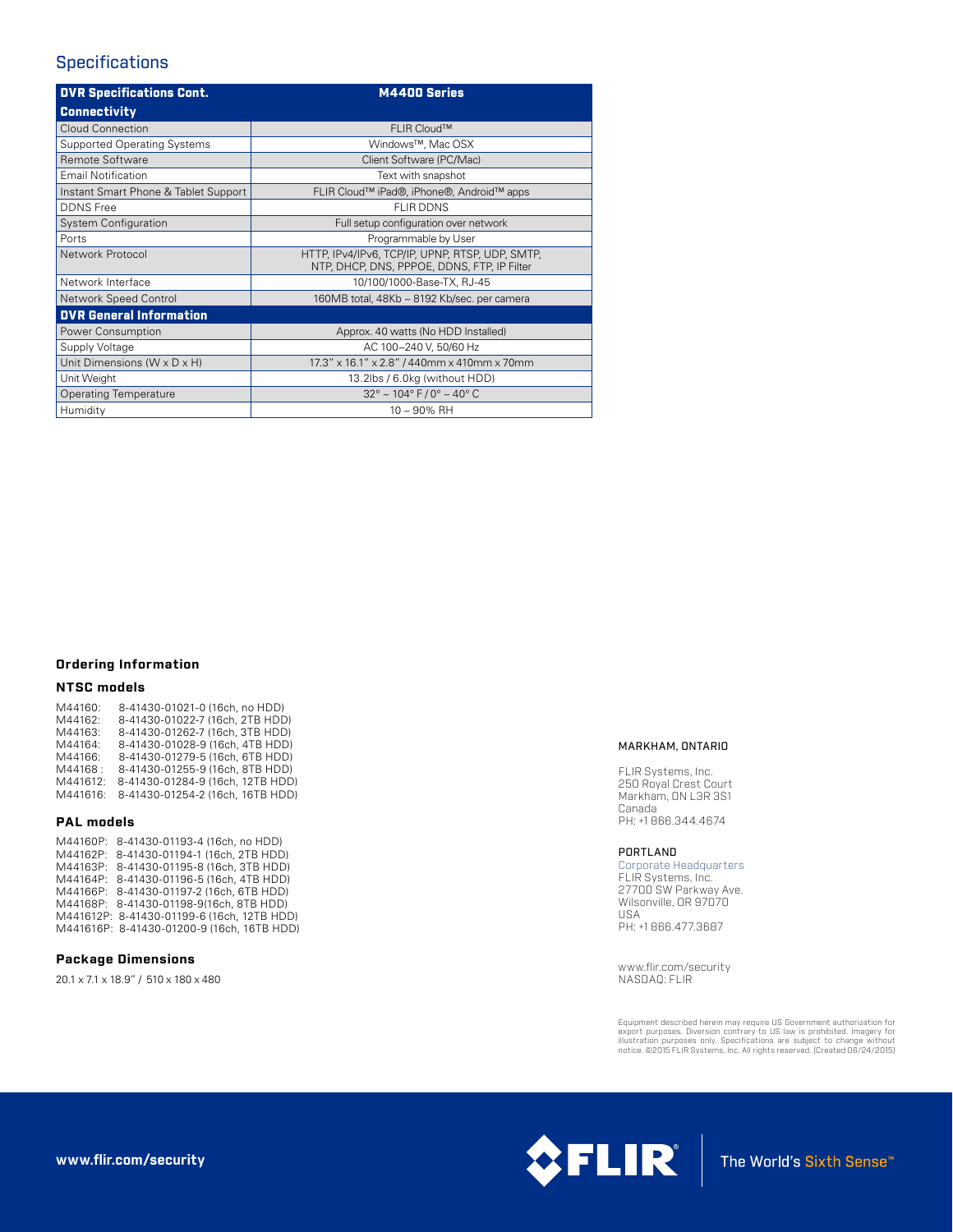## Specifications

| DVR Specifications Cont. | M4400 Series |
|---|---|
| **Connectivity** | |
| Cloud Connection | FLIR Cloud™ |
| Supported Operating Systems | Windows™, Mac OSX |
| Remote Software | Client Software (PC/Mac) |
| Email Notification | Text with snapshot |
| Instant Smart Phone & Tablet Support | FLIR Cloud™ iPad®, iPhone®, Android™ apps |
| DDNS Free | FLIR DDNS |
| System Configuration | Full setup configuration over network |
| Ports | Programmable by User |
| Network Protocol | HTTP, IPv4/IPv6, TCP/IP, UPNP, RTSP, UDP, SMTP, NTP, DHCP, DNS, PPPOE, DDNS, FTP, IP Filter |
| Network Interface | 10/100/1000-Base-TX, RJ-45 |
| Network Speed Control | 160MB total, 48Kb ~ 8192 Kb/sec. per camera |
| **DVR General Information** | |
| Power Consumption | Approx. 40 watts (No HDD Installed) |
| Supply Voltage | AC 100~240 V, 50/60 Hz |
| Unit Dimensions (W x D x H) | 17.3" x 16.1" x 2.8" / 440mm x 410mm x 70mm |
| Unit Weight | 13.2lbs / 6.0kg (without HDD) |
| Operating Temperature | 32° ~ 104° F / 0° ~ 40° C |
| Humidity | 10 ~ 90% RH |

### Ordering Information

#### NTSC models

M44160: 8-41430-01021-0 (16ch, no HDD)
M44162: 8-41430-01022-7 (16ch, 2TB HDD)
M44163: 8-41430-01262-7 (16ch, 3TB HDD)
M44164: 8-41430-01028-9 (16ch, 4TB HDD)
M44166: 8-41430-01279-5 (16ch, 6TB HDD)
M44168 : 8-41430-01255-9 (16ch, 8TB HDD)
M441612: 8-41430-01284-9 (16ch, 12TB HDD)
M441616: 8-41430-01254-2 (16ch, 16TB HDD)

#### PAL models

M44160P: 8-41430-01193-4 (16ch, no HDD)
M44162P: 8-41430-01194-1 (16ch, 2TB HDD)
M44163P: 8-41430-01195-8 (16ch, 3TB HDD)
M44164P: 8-41430-01196-5 (16ch, 4TB HDD)
M44166P: 8-41430-01197-2 (16ch, 6TB HDD)
M44168P: 8-41430-01198-9(16ch, 8TB HDD)
M441612P: 8-41430-01199-6 (16ch, 12TB HDD)
M441616P: 8-41430-01200-9 (16ch, 16TB HDD)

### Package Dimensions

20.1 x 7.1 x 18.9" / 510 x 180 x 480

MARKHAM, ONTARIO

FLIR Systems, Inc.
250 Royal Crest Court
Markham, ON L3R 3S1
Canada
PH: +1 866.344.4674

PORTLAND

Corporate Headquarters
FLIR Systems, Inc.
27700 SW Parkway Ave.
Wilsonville, OR 97070
USA
PH: +1 866.477.3687

www.flir.com/security
NASDAQ: FLIR

Equipment described herein may require US Government authorization for export purposes. Diversion contrary to US law is prohibited. Imagery for illustration purposes only. Specifications are subject to change without notice. ©2015 FLIR Systems, Inc. All rights reserved. (Created 06/24/2015)

www.flir.com/security

FLIR® The World's Sixth Sense™